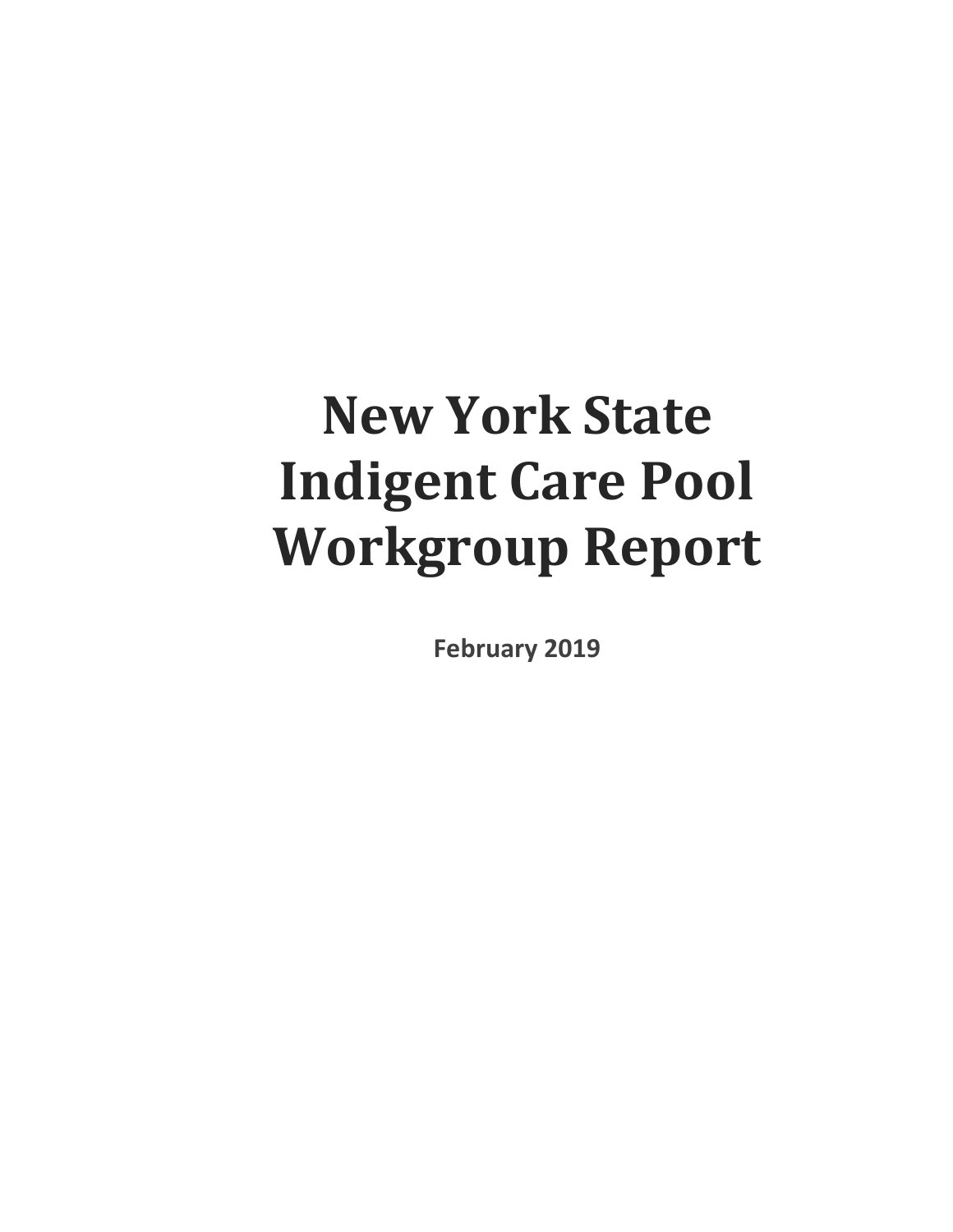# New York State Indigent Care Pool Workgroup Report

**February 2019**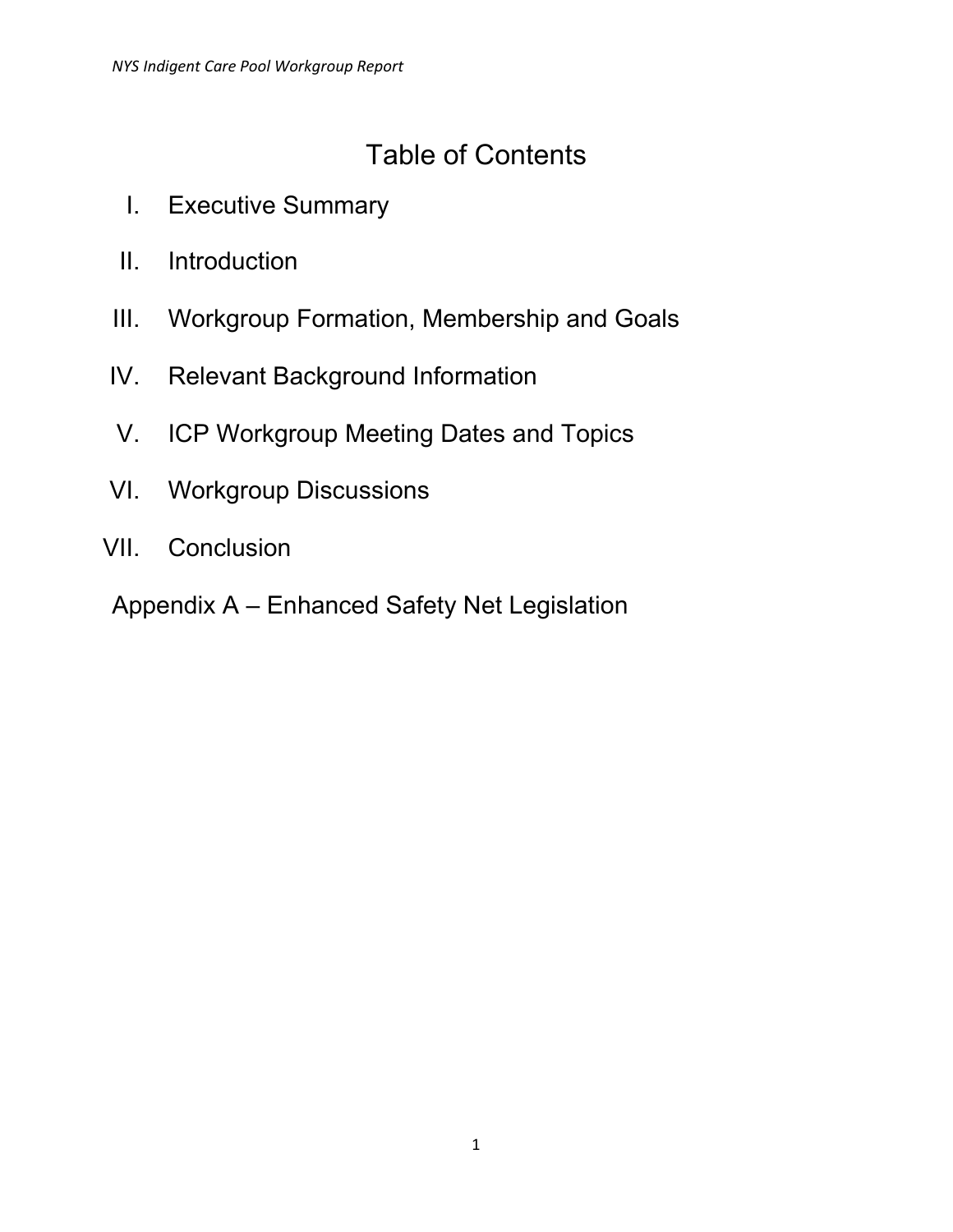# Table of Contents

I. Executive Summary

II. Introduction

III. Workgroup Formation, Membership and Goals

IV. Relevant Background Information

V. ICP Workgroup Meeting Dates and Topics

VI. Workgroup Discussions

VII. Conclusion

Appendix A – Enhanced Safety Net Legislation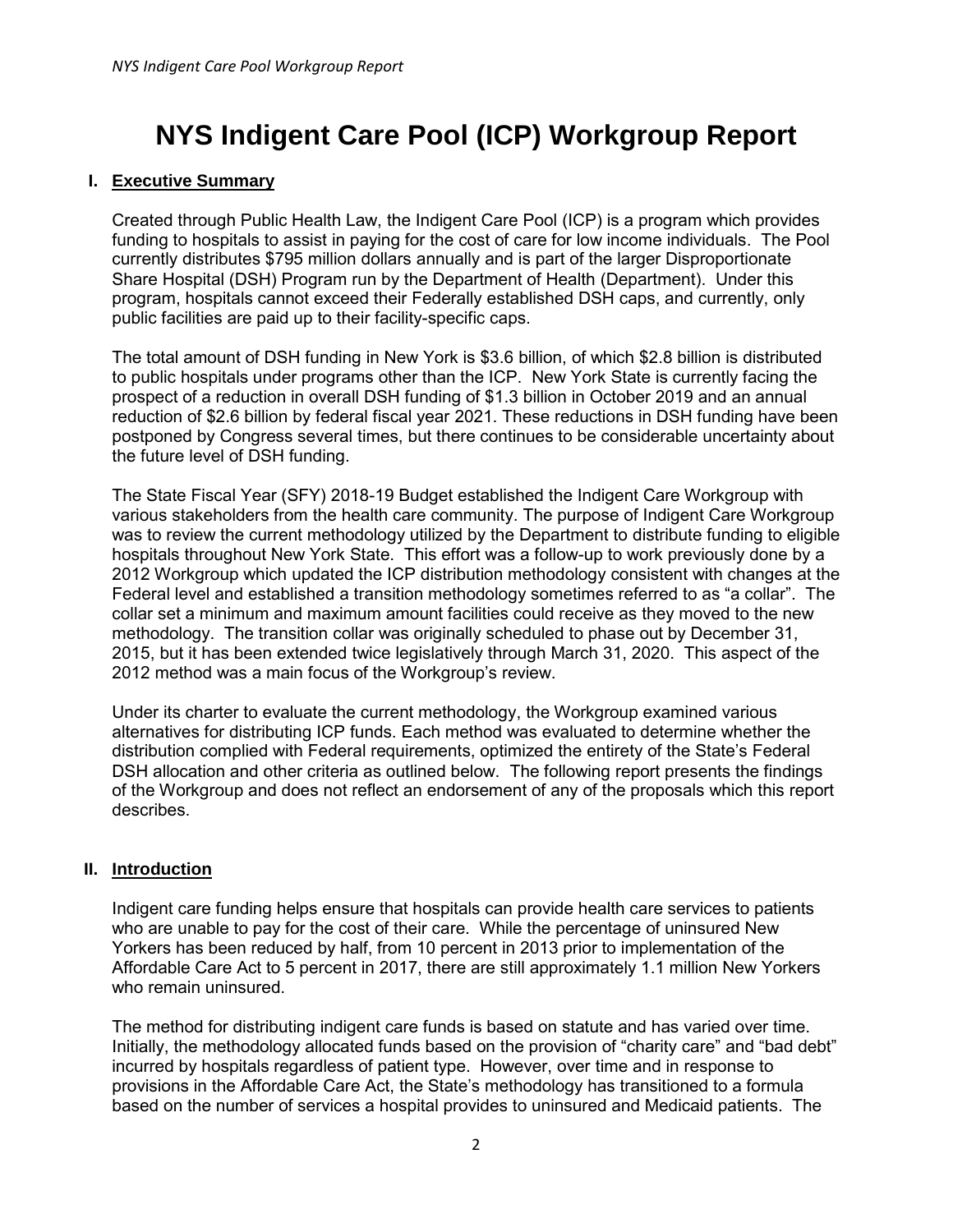# NYS Indigent Care Pool (ICP) Workgroup Report

## I. Executive Summary

Created through Public Health Law, the Indigent Care Pool (ICP) is a program which provides funding to hospitals to assist in paying for the cost of care for low income individuals. The Pool currently distributes $795 million dollars annually and is part of the larger Disproportionate Share Hospital (DSH) Program run by the Department of Health (Department). Under this program, hospitals cannot exceed their Federally established DSH caps, and currently, only public facilities are paid up to their facility-specific caps.

The total amount of DSH funding in New York is $3.6 billion, of which $2.8 billion is distributed to public hospitals under programs other than the ICP. New York State is currently facing the prospect of a reduction in overall DSH funding of $1.3 billion in October 2019 and an annual reduction of $2.6 billion by federal fiscal year 2021. These reductions in DSH funding have been postponed by Congress several times, but there continues to be considerable uncertainty about the future level of DSH funding.

The State Fiscal Year (SFY) 2018-19 Budget established the Indigent Care Workgroup with various stakeholders from the health care community. The purpose of Indigent Care Workgroup was to review the current methodology utilized by the Department to distribute funding to eligible hospitals throughout New York State. This effort was a follow-up to work previously done by a 2012 Workgroup which updated the ICP distribution methodology consistent with changes at the Federal level and established a transition methodology sometimes referred to as "a collar". The collar set a minimum and maximum amount facilities could receive as they moved to the new methodology. The transition collar was originally scheduled to phase out by December 31, 2015, but it has been extended twice legislatively through March 31, 2020. This aspect of the 2012 method was a main focus of the Workgroup's review.

Under its charter to evaluate the current methodology, the Workgroup examined various alternatives for distributing ICP funds. Each method was evaluated to determine whether the distribution complied with Federal requirements, optimized the entirety of the State's Federal DSH allocation and other criteria as outlined below. The following report presents the findings of the Workgroup and does not reflect an endorsement of any of the proposals which this report describes.

## II. Introduction

Indigent care funding helps ensure that hospitals can provide health care services to patients who are unable to pay for the cost of their care. While the percentage of uninsured New Yorkers has been reduced by half, from 10 percent in 2013 prior to implementation of the Affordable Care Act to 5 percent in 2017, there are still approximately 1.1 million New Yorkers who remain uninsured.

The method for distributing indigent care funds is based on statute and has varied over time. Initially, the methodology allocated funds based on the provision of "charity care" and "bad debt" incurred by hospitals regardless of patient type. However, over time and in response to provisions in the Affordable Care Act, the State's methodology has transitioned to a formula based on the number of services a hospital provides to uninsured and Medicaid patients. The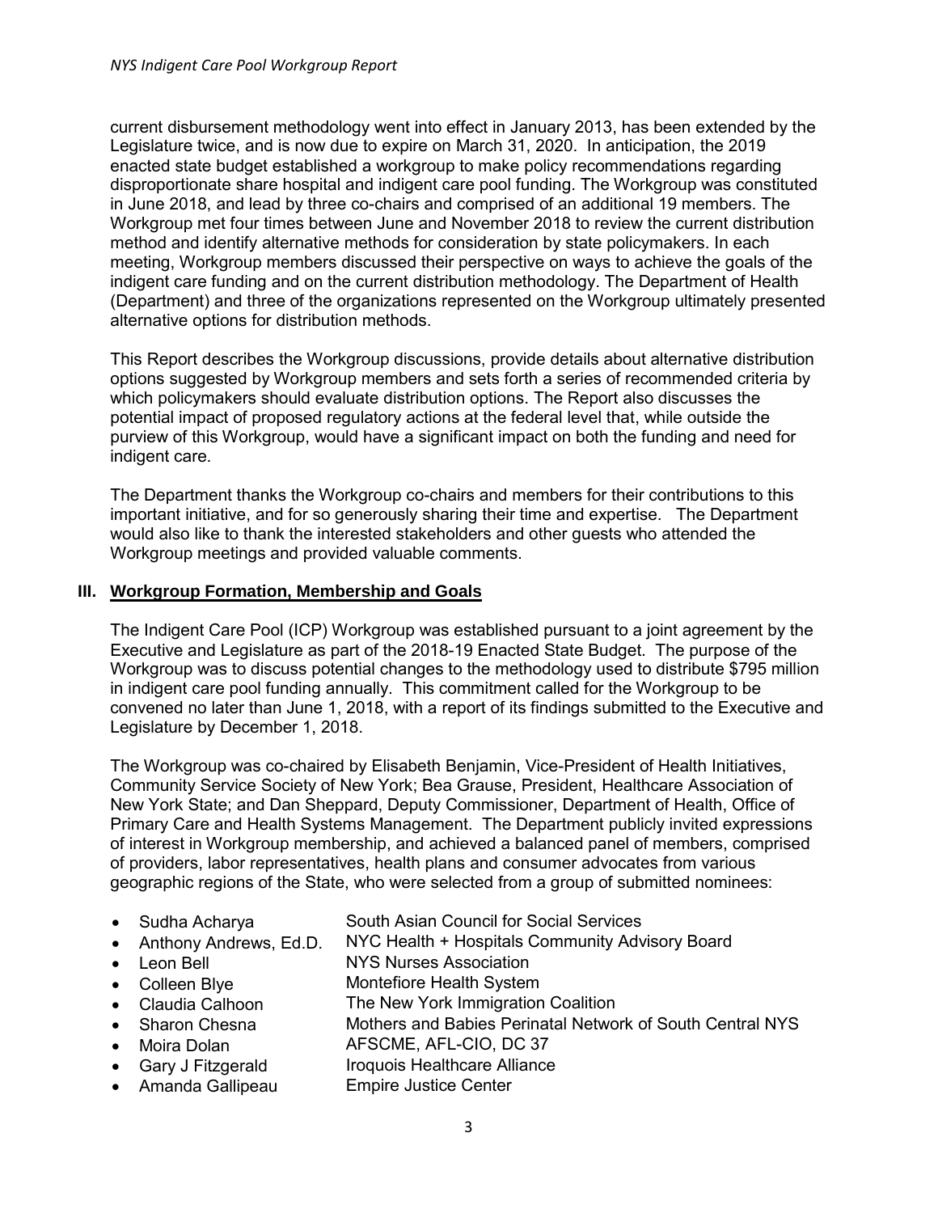current disbursement methodology went into effect in January 2013, has been extended by the Legislature twice, and is now due to expire on March 31, 2020. In anticipation, the 2019 enacted state budget established a workgroup to make policy recommendations regarding disproportionate share hospital and indigent care pool funding. The Workgroup was constituted in June 2018, and lead by three co-chairs and comprised of an additional 19 members. The Workgroup met four times between June and November 2018 to review the current distribution method and identify alternative methods for consideration by state policymakers. In each meeting, Workgroup members discussed their perspective on ways to achieve the goals of the indigent care funding and on the current distribution methodology. The Department of Health (Department) and three of the organizations represented on the Workgroup ultimately presented alternative options for distribution methods.

This Report describes the Workgroup discussions, provide details about alternative distribution options suggested by Workgroup members and sets forth a series of recommended criteria by which policymakers should evaluate distribution options. The Report also discusses the potential impact of proposed regulatory actions at the federal level that, while outside the purview of this Workgroup, would have a significant impact on both the funding and need for indigent care.

The Department thanks the Workgroup co-chairs and members for their contributions to this important initiative, and for so generously sharing their time and expertise. The Department would also like to thank the interested stakeholders and other guests who attended the Workgroup meetings and provided valuable comments.

## III. Workgroup Formation, Membership and Goals

The Indigent Care Pool (ICP) Workgroup was established pursuant to a joint agreement by the Executive and Legislature as part of the 2018-19 Enacted State Budget. The purpose of the Workgroup was to discuss potential changes to the methodology used to distribute $795 million in indigent care pool funding annually. This commitment called for the Workgroup to be convened no later than June 1, 2018, with a report of its findings submitted to the Executive and Legislature by December 1, 2018.

The Workgroup was co-chaired by Elisabeth Benjamin, Vice-President of Health Initiatives, Community Service Society of New York; Bea Grause, President, Healthcare Association of New York State; and Dan Sheppard, Deputy Commissioner, Department of Health, Office of Primary Care and Health Systems Management. The Department publicly invited expressions of interest in Workgroup membership, and achieved a balanced panel of members, comprised of providers, labor representatives, health plans and consumer advocates from various geographic regions of the State, who were selected from a group of submitted nominees:

- Sudha Acharya — South Asian Council for Social Services
- Anthony Andrews, Ed.D. — NYC Health + Hospitals Community Advisory Board
- Leon Bell — NYS Nurses Association
- Colleen Blye — Montefiore Health System
- Claudia Calhoon — The New York Immigration Coalition
- Sharon Chesna — Mothers and Babies Perinatal Network of South Central NYS
- Moira Dolan — AFSCME, AFL-CIO, DC 37
- Gary J Fitzgerald — Iroquois Healthcare Alliance
- Amanda Gallipeau — Empire Justice Center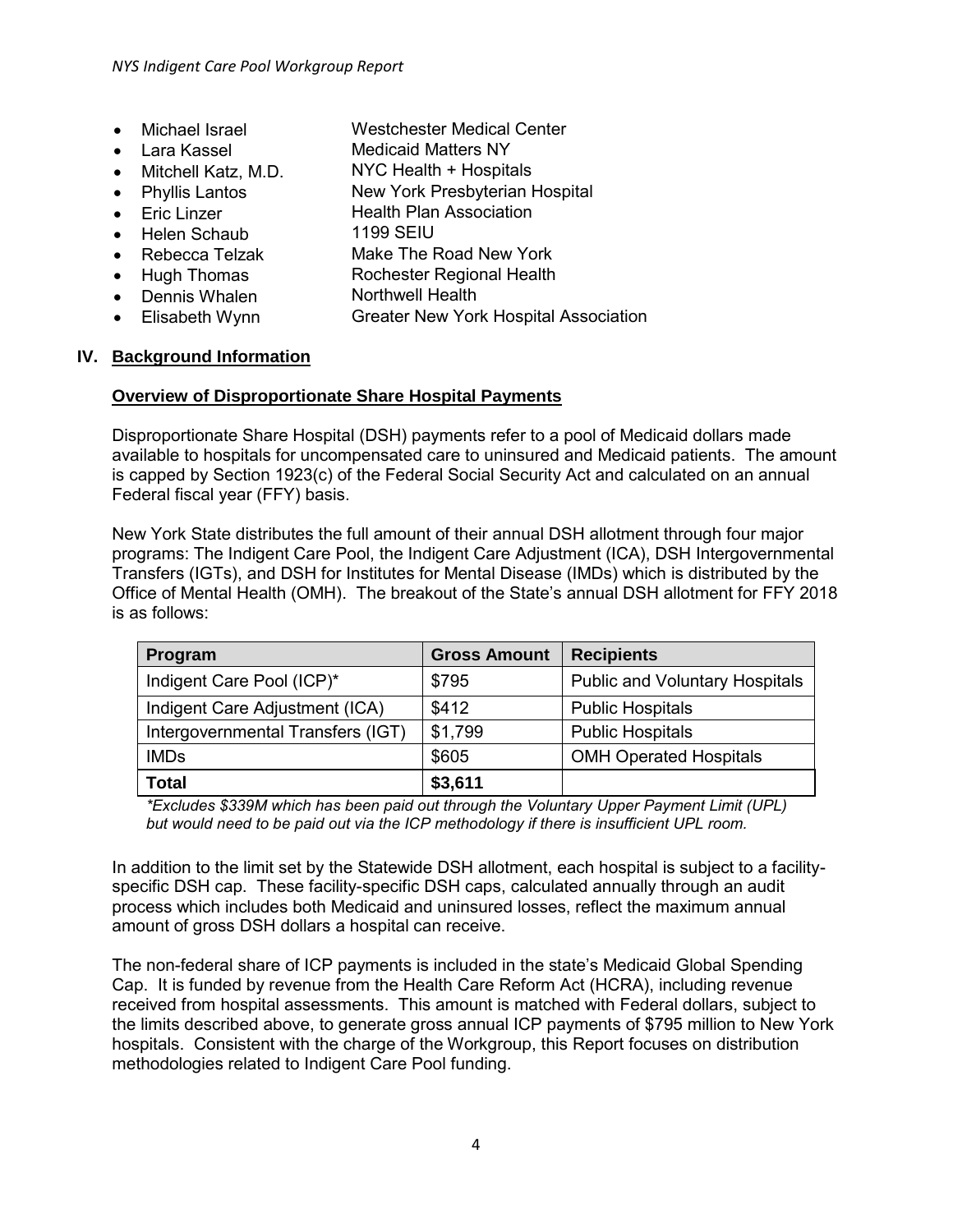- Michael Israel — Westchester Medical Center
- Lara Kassel — Medicaid Matters NY
- Mitchell Katz, M.D. — NYC Health + Hospitals
- Phyllis Lantos — New York Presbyterian Hospital
- Eric Linzer — Health Plan Association
- Helen Schaub — 1199 SEIU
- Rebecca Telzak — Make The Road New York
- Hugh Thomas — Rochester Regional Health
- Dennis Whalen — Northwell Health
- Elisabeth Wynn — Greater New York Hospital Association

## IV. Background Information

### Overview of Disproportionate Share Hospital Payments

Disproportionate Share Hospital (DSH) payments refer to a pool of Medicaid dollars made available to hospitals for uncompensated care to uninsured and Medicaid patients. The amount is capped by Section 1923(c) of the Federal Social Security Act and calculated on an annual Federal fiscal year (FFY) basis.

New York State distributes the full amount of their annual DSH allotment through four major programs: The Indigent Care Pool, the Indigent Care Adjustment (ICA), DSH Intergovernmental Transfers (IGTs), and DSH for Institutes for Mental Disease (IMDs) which is distributed by the Office of Mental Health (OMH). The breakout of the State's annual DSH allotment for FFY 2018 is as follows:

| Program | Gross Amount | Recipients |
|---|---|---|
| Indigent Care Pool (ICP)* | $795 | Public and Voluntary Hospitals |
| Indigent Care Adjustment (ICA) | $412 | Public Hospitals |
| Intergovernmental Transfers (IGT) | $1,799 | Public Hospitals |
| IMDs | $605 | OMH Operated Hospitals |
| **Total** | **$3,611** | |

*\*Excludes $339M which has been paid out through the Voluntary Upper Payment Limit (UPL) but would need to be paid out via the ICP methodology if there is insufficient UPL room.*

In addition to the limit set by the Statewide DSH allotment, each hospital is subject to a facility-specific DSH cap. These facility-specific DSH caps, calculated annually through an audit process which includes both Medicaid and uninsured losses, reflect the maximum annual amount of gross DSH dollars a hospital can receive.

The non-federal share of ICP payments is included in the state's Medicaid Global Spending Cap. It is funded by revenue from the Health Care Reform Act (HCRA), including revenue received from hospital assessments. This amount is matched with Federal dollars, subject to the limits described above, to generate gross annual ICP payments of $795 million to New York hospitals. Consistent with the charge of the Workgroup, this Report focuses on distribution methodologies related to Indigent Care Pool funding.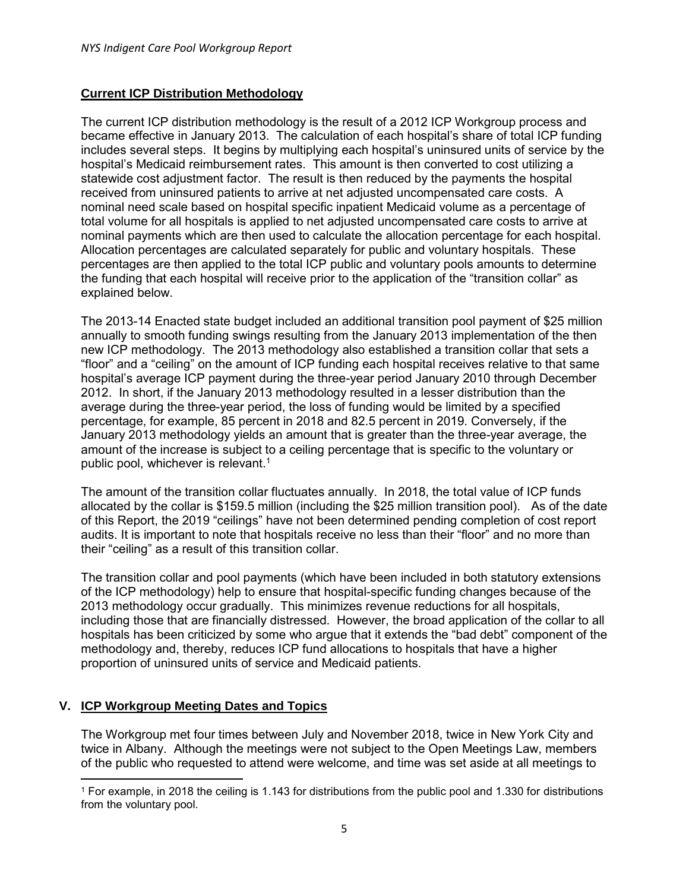**Current ICP Distribution Methodology**

The current ICP distribution methodology is the result of a 2012 ICP Workgroup process and became effective in January 2013. The calculation of each hospital's share of total ICP funding includes several steps. It begins by multiplying each hospital's uninsured units of service by the hospital's Medicaid reimbursement rates. This amount is then converted to cost utilizing a statewide cost adjustment factor. The result is then reduced by the payments the hospital received from uninsured patients to arrive at net adjusted uncompensated care costs. A nominal need scale based on hospital specific inpatient Medicaid volume as a percentage of total volume for all hospitals is applied to net adjusted uncompensated care costs to arrive at nominal payments which are then used to calculate the allocation percentage for each hospital. Allocation percentages are calculated separately for public and voluntary hospitals. These percentages are then applied to the total ICP public and voluntary pools amounts to determine the funding that each hospital will receive prior to the application of the "transition collar" as explained below.

The 2013-14 Enacted state budget included an additional transition pool payment of $25 million annually to smooth funding swings resulting from the January 2013 implementation of the then new ICP methodology. The 2013 methodology also established a transition collar that sets a "floor" and a "ceiling" on the amount of ICP funding each hospital receives relative to that same hospital's average ICP payment during the three-year period January 2010 through December 2012. In short, if the January 2013 methodology resulted in a lesser distribution than the average during the three-year period, the loss of funding would be limited by a specified percentage, for example, 85 percent in 2018 and 82.5 percent in 2019. Conversely, if the January 2013 methodology yields an amount that is greater than the three-year average, the amount of the increase is subject to a ceiling percentage that is specific to the voluntary or public pool, whichever is relevant.[1]

The amount of the transition collar fluctuates annually. In 2018, the total value of ICP funds allocated by the collar is $159.5 million (including the $25 million transition pool). As of the date of this Report, the 2019 "ceilings" have not been determined pending completion of cost report audits. It is important to note that hospitals receive no less than their "floor" and no more than their "ceiling" as a result of this transition collar.

The transition collar and pool payments (which have been included in both statutory extensions of the ICP methodology) help to ensure that hospital-specific funding changes because of the 2013 methodology occur gradually. This minimizes revenue reductions for all hospitals, including those that are financially distressed. However, the broad application of the collar to all hospitals has been criticized by some who argue that it extends the "bad debt" component of the methodology and, thereby, reduces ICP fund allocations to hospitals that have a higher proportion of uninsured units of service and Medicaid patients.

## V. ICP Workgroup Meeting Dates and Topics

The Workgroup met four times between July and November 2018, twice in New York City and twice in Albany. Although the meetings were not subject to the Open Meetings Law, members of the public who requested to attend were welcome, and time was set aside at all meetings to

[1] For example, in 2018 the ceiling is 1.143 for distributions from the public pool and 1.330 for distributions from the voluntary pool.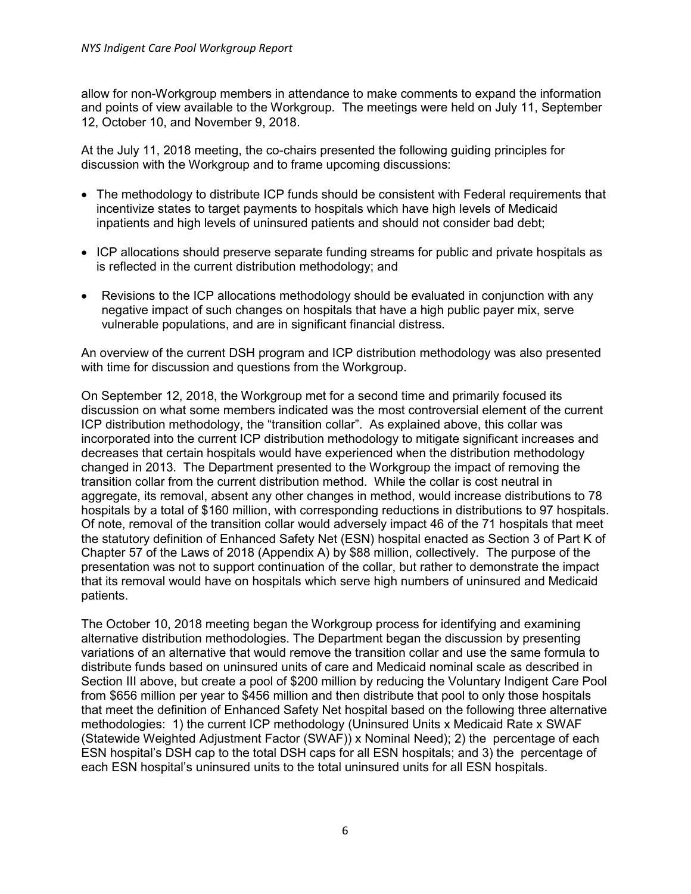allow for non-Workgroup members in attendance to make comments to expand the information and points of view available to the Workgroup. The meetings were held on July 11, September 12, October 10, and November 9, 2018.

At the July 11, 2018 meeting, the co-chairs presented the following guiding principles for discussion with the Workgroup and to frame upcoming discussions:

- The methodology to distribute ICP funds should be consistent with Federal requirements that incentivize states to target payments to hospitals which have high levels of Medicaid inpatients and high levels of uninsured patients and should not consider bad debt;
- ICP allocations should preserve separate funding streams for public and private hospitals as is reflected in the current distribution methodology; and
- Revisions to the ICP allocations methodology should be evaluated in conjunction with any negative impact of such changes on hospitals that have a high public payer mix, serve vulnerable populations, and are in significant financial distress.

An overview of the current DSH program and ICP distribution methodology was also presented with time for discussion and questions from the Workgroup.

On September 12, 2018, the Workgroup met for a second time and primarily focused its discussion on what some members indicated was the most controversial element of the current ICP distribution methodology, the "transition collar". As explained above, this collar was incorporated into the current ICP distribution methodology to mitigate significant increases and decreases that certain hospitals would have experienced when the distribution methodology changed in 2013. The Department presented to the Workgroup the impact of removing the transition collar from the current distribution method. While the collar is cost neutral in aggregate, its removal, absent any other changes in method, would increase distributions to 78 hospitals by a total of $160 million, with corresponding reductions in distributions to 97 hospitals. Of note, removal of the transition collar would adversely impact 46 of the 71 hospitals that meet the statutory definition of Enhanced Safety Net (ESN) hospital enacted as Section 3 of Part K of Chapter 57 of the Laws of 2018 (Appendix A) by $88 million, collectively. The purpose of the presentation was not to support continuation of the collar, but rather to demonstrate the impact that its removal would have on hospitals which serve high numbers of uninsured and Medicaid patients.

The October 10, 2018 meeting began the Workgroup process for identifying and examining alternative distribution methodologies. The Department began the discussion by presenting variations of an alternative that would remove the transition collar and use the same formula to distribute funds based on uninsured units of care and Medicaid nominal scale as described in Section III above, but create a pool of $200 million by reducing the Voluntary Indigent Care Pool from $656 million per year to $456 million and then distribute that pool to only those hospitals that meet the definition of Enhanced Safety Net hospital based on the following three alternative methodologies: 1) the current ICP methodology (Uninsured Units x Medicaid Rate x SWAF (Statewide Weighted Adjustment Factor (SWAF)) x Nominal Need); 2) the percentage of each ESN hospital's DSH cap to the total DSH caps for all ESN hospitals; and 3) the percentage of each ESN hospital's uninsured units to the total uninsured units for all ESN hospitals.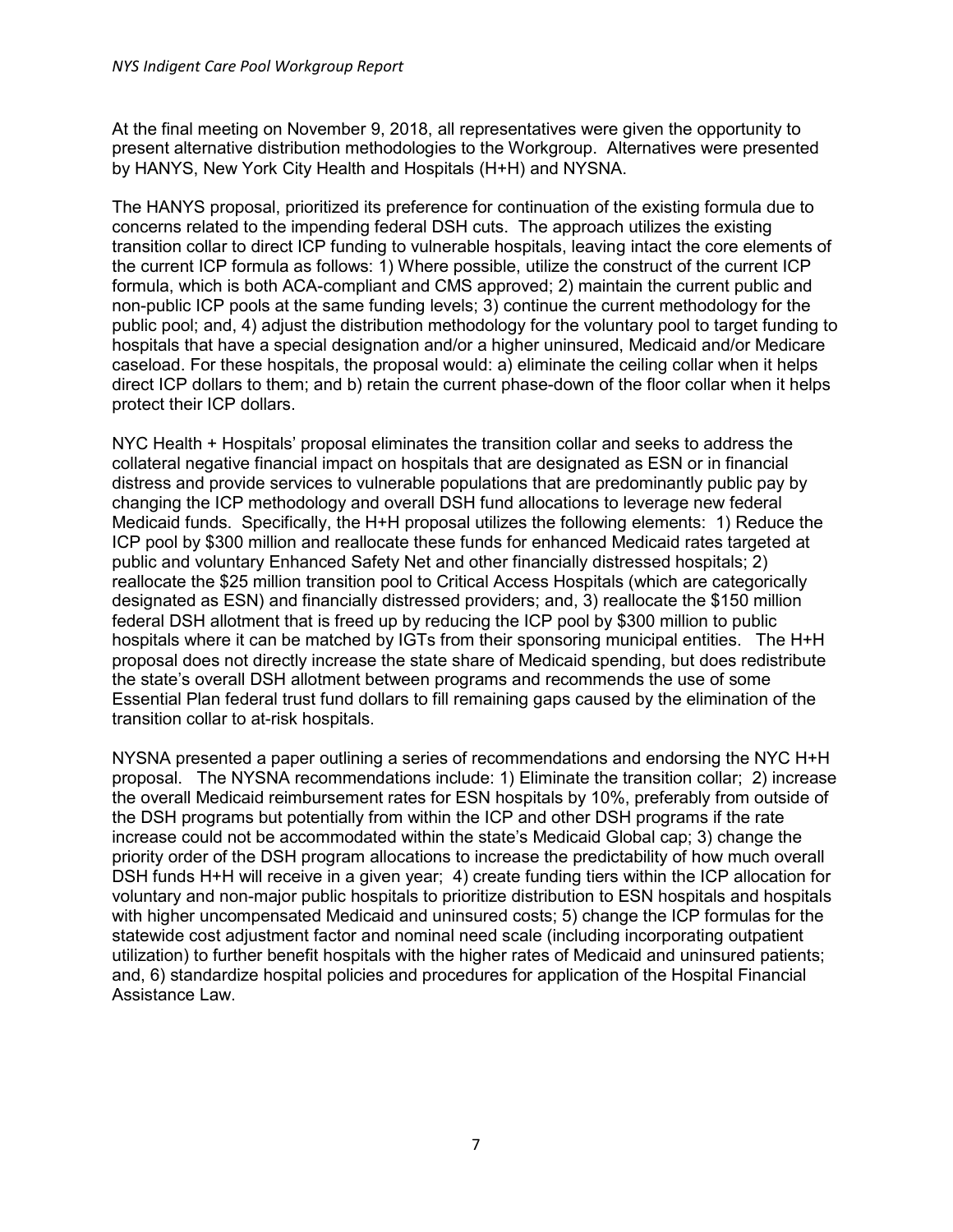At the final meeting on November 9, 2018, all representatives were given the opportunity to present alternative distribution methodologies to the Workgroup. Alternatives were presented by HANYS, New York City Health and Hospitals (H+H) and NYSNA.

The HANYS proposal, prioritized its preference for continuation of the existing formula due to concerns related to the impending federal DSH cuts. The approach utilizes the existing transition collar to direct ICP funding to vulnerable hospitals, leaving intact the core elements of the current ICP formula as follows: 1) Where possible, utilize the construct of the current ICP formula, which is both ACA-compliant and CMS approved; 2) maintain the current public and non-public ICP pools at the same funding levels; 3) continue the current methodology for the public pool; and, 4) adjust the distribution methodology for the voluntary pool to target funding to hospitals that have a special designation and/or a higher uninsured, Medicaid and/or Medicare caseload. For these hospitals, the proposal would: a) eliminate the ceiling collar when it helps direct ICP dollars to them; and b) retain the current phase-down of the floor collar when it helps protect their ICP dollars.

NYC Health + Hospitals' proposal eliminates the transition collar and seeks to address the collateral negative financial impact on hospitals that are designated as ESN or in financial distress and provide services to vulnerable populations that are predominantly public pay by changing the ICP methodology and overall DSH fund allocations to leverage new federal Medicaid funds. Specifically, the H+H proposal utilizes the following elements: 1) Reduce the ICP pool by $300 million and reallocate these funds for enhanced Medicaid rates targeted at public and voluntary Enhanced Safety Net and other financially distressed hospitals; 2) reallocate the $25 million transition pool to Critical Access Hospitals (which are categorically designated as ESN) and financially distressed providers; and, 3) reallocate the $150 million federal DSH allotment that is freed up by reducing the ICP pool by $300 million to public hospitals where it can be matched by IGTs from their sponsoring municipal entities. The H+H proposal does not directly increase the state share of Medicaid spending, but does redistribute the state's overall DSH allotment between programs and recommends the use of some Essential Plan federal trust fund dollars to fill remaining gaps caused by the elimination of the transition collar to at-risk hospitals.

NYSNA presented a paper outlining a series of recommendations and endorsing the NYC H+H proposal. The NYSNA recommendations include: 1) Eliminate the transition collar; 2) increase the overall Medicaid reimbursement rates for ESN hospitals by 10%, preferably from outside of the DSH programs but potentially from within the ICP and other DSH programs if the rate increase could not be accommodated within the state's Medicaid Global cap; 3) change the priority order of the DSH program allocations to increase the predictability of how much overall DSH funds H+H will receive in a given year; 4) create funding tiers within the ICP allocation for voluntary and non-major public hospitals to prioritize distribution to ESN hospitals and hospitals with higher uncompensated Medicaid and uninsured costs; 5) change the ICP formulas for the statewide cost adjustment factor and nominal need scale (including incorporating outpatient utilization) to further benefit hospitals with the higher rates of Medicaid and uninsured patients; and, 6) standardize hospital policies and procedures for application of the Hospital Financial Assistance Law.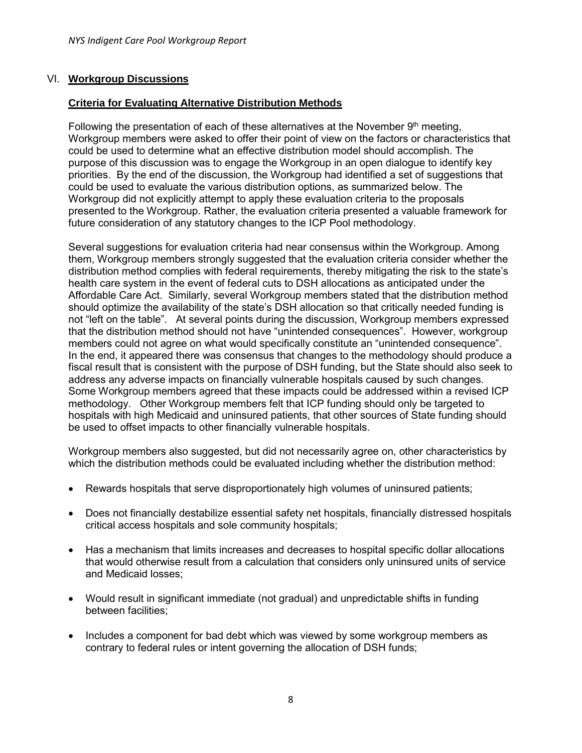## VI. **Workgroup Discussions**

### **Criteria for Evaluating Alternative Distribution Methods**

Following the presentation of each of these alternatives at the November 9th meeting, Workgroup members were asked to offer their point of view on the factors or characteristics that could be used to determine what an effective distribution model should accomplish. The purpose of this discussion was to engage the Workgroup in an open dialogue to identify key priorities. By the end of the discussion, the Workgroup had identified a set of suggestions that could be used to evaluate the various distribution options, as summarized below. The Workgroup did not explicitly attempt to apply these evaluation criteria to the proposals presented to the Workgroup. Rather, the evaluation criteria presented a valuable framework for future consideration of any statutory changes to the ICP Pool methodology.

Several suggestions for evaluation criteria had near consensus within the Workgroup. Among them, Workgroup members strongly suggested that the evaluation criteria consider whether the distribution method complies with federal requirements, thereby mitigating the risk to the state's health care system in the event of federal cuts to DSH allocations as anticipated under the Affordable Care Act. Similarly, several Workgroup members stated that the distribution method should optimize the availability of the state's DSH allocation so that critically needed funding is not "left on the table". At several points during the discussion, Workgroup members expressed that the distribution method should not have "unintended consequences". However, workgroup members could not agree on what would specifically constitute an "unintended consequence". In the end, it appeared there was consensus that changes to the methodology should produce a fiscal result that is consistent with the purpose of DSH funding, but the State should also seek to address any adverse impacts on financially vulnerable hospitals caused by such changes. Some Workgroup members agreed that these impacts could be addressed within a revised ICP methodology. Other Workgroup members felt that ICP funding should only be targeted to hospitals with high Medicaid and uninsured patients, that other sources of State funding should be used to offset impacts to other financially vulnerable hospitals.

Workgroup members also suggested, but did not necessarily agree on, other characteristics by which the distribution methods could be evaluated including whether the distribution method:

- Rewards hospitals that serve disproportionately high volumes of uninsured patients;
- Does not financially destabilize essential safety net hospitals, financially distressed hospitals critical access hospitals and sole community hospitals;
- Has a mechanism that limits increases and decreases to hospital specific dollar allocations that would otherwise result from a calculation that considers only uninsured units of service and Medicaid losses;
- Would result in significant immediate (not gradual) and unpredictable shifts in funding between facilities;
- Includes a component for bad debt which was viewed by some workgroup members as contrary to federal rules or intent governing the allocation of DSH funds;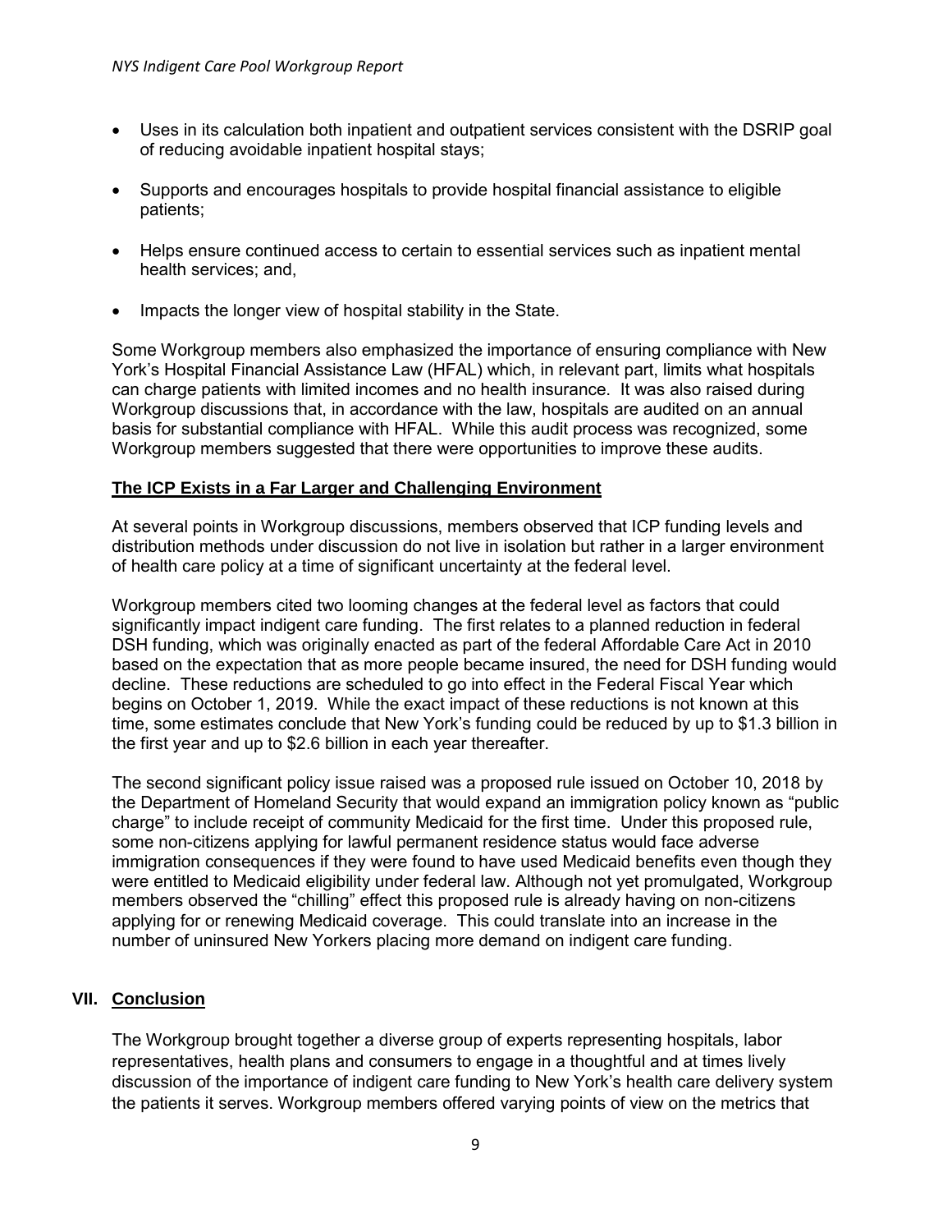- Uses in its calculation both inpatient and outpatient services consistent with the DSRIP goal of reducing avoidable inpatient hospital stays;
- Supports and encourages hospitals to provide hospital financial assistance to eligible patients;
- Helps ensure continued access to certain to essential services such as inpatient mental health services; and,
- Impacts the longer view of hospital stability in the State.

Some Workgroup members also emphasized the importance of ensuring compliance with New York's Hospital Financial Assistance Law (HFAL) which, in relevant part, limits what hospitals can charge patients with limited incomes and no health insurance. It was also raised during Workgroup discussions that, in accordance with the law, hospitals are audited on an annual basis for substantial compliance with HFAL. While this audit process was recognized, some Workgroup members suggested that there were opportunities to improve these audits.

### The ICP Exists in a Far Larger and Challenging Environment

At several points in Workgroup discussions, members observed that ICP funding levels and distribution methods under discussion do not live in isolation but rather in a larger environment of health care policy at a time of significant uncertainty at the federal level.

Workgroup members cited two looming changes at the federal level as factors that could significantly impact indigent care funding. The first relates to a planned reduction in federal DSH funding, which was originally enacted as part of the federal Affordable Care Act in 2010 based on the expectation that as more people became insured, the need for DSH funding would decline. These reductions are scheduled to go into effect in the Federal Fiscal Year which begins on October 1, 2019. While the exact impact of these reductions is not known at this time, some estimates conclude that New York's funding could be reduced by up to $1.3 billion in the first year and up to $2.6 billion in each year thereafter.

The second significant policy issue raised was a proposed rule issued on October 10, 2018 by the Department of Homeland Security that would expand an immigration policy known as "public charge" to include receipt of community Medicaid for the first time. Under this proposed rule, some non-citizens applying for lawful permanent residence status would face adverse immigration consequences if they were found to have used Medicaid benefits even though they were entitled to Medicaid eligibility under federal law. Although not yet promulgated, Workgroup members observed the "chilling" effect this proposed rule is already having on non-citizens applying for or renewing Medicaid coverage. This could translate into an increase in the number of uninsured New Yorkers placing more demand on indigent care funding.

## VII. Conclusion

The Workgroup brought together a diverse group of experts representing hospitals, labor representatives, health plans and consumers to engage in a thoughtful and at times lively discussion of the importance of indigent care funding to New York's health care delivery system the patients it serves. Workgroup members offered varying points of view on the metrics that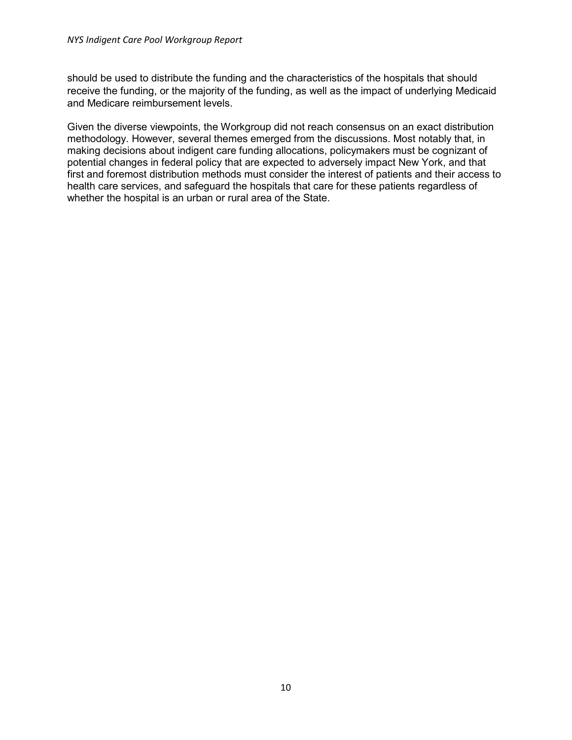should be used to distribute the funding and the characteristics of the hospitals that should receive the funding, or the majority of the funding, as well as the impact of underlying Medicaid and Medicare reimbursement levels.

Given the diverse viewpoints, the Workgroup did not reach consensus on an exact distribution methodology. However, several themes emerged from the discussions. Most notably that, in making decisions about indigent care funding allocations, policymakers must be cognizant of potential changes in federal policy that are expected to adversely impact New York, and that first and foremost distribution methods must consider the interest of patients and their access to health care services, and safeguard the hospitals that care for these patients regardless of whether the hospital is an urban or rural area of the State.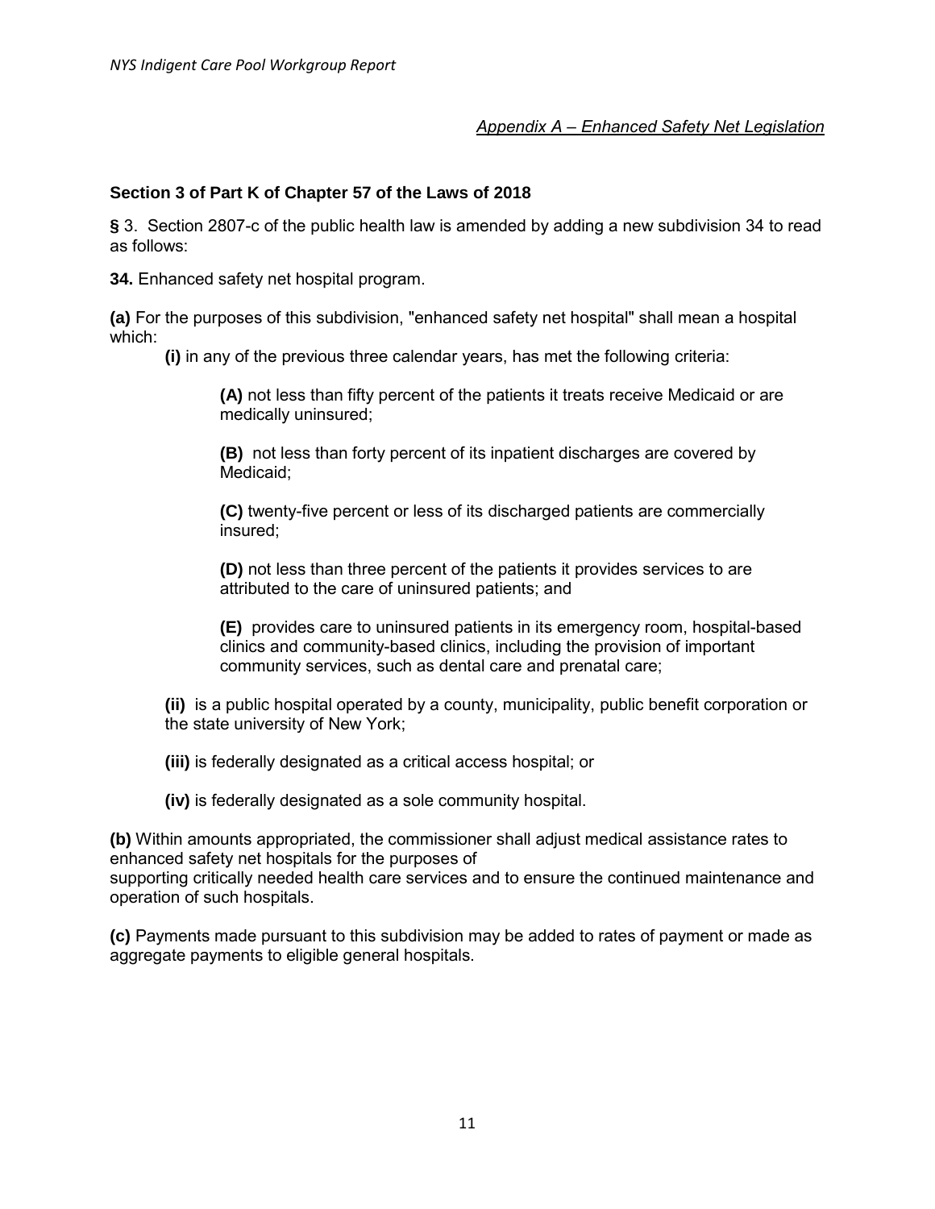*Appendix A – Enhanced Safety Net Legislation*

**Section 3 of Part K of Chapter 57 of the Laws of 2018**

**§** 3. Section 2807-c of the public health law is amended by adding a new subdivision 34 to read as follows:

**34.** Enhanced safety net hospital program.

**(a)** For the purposes of this subdivision, "enhanced safety net hospital" shall mean a hospital which:

**(i)** in any of the previous three calendar years, has met the following criteria:

**(A)** not less than fifty percent of the patients it treats receive Medicaid or are medically uninsured;

**(B)** not less than forty percent of its inpatient discharges are covered by Medicaid;

**(C)** twenty-five percent or less of its discharged patients are commercially insured;

**(D)** not less than three percent of the patients it provides services to are attributed to the care of uninsured patients; and

**(E)** provides care to uninsured patients in its emergency room, hospital-based clinics and community-based clinics, including the provision of important community services, such as dental care and prenatal care;

**(ii)** is a public hospital operated by a county, municipality, public benefit corporation or the state university of New York;

**(iii)** is federally designated as a critical access hospital; or

**(iv)** is federally designated as a sole community hospital.

**(b)** Within amounts appropriated, the commissioner shall adjust medical assistance rates to enhanced safety net hospitals for the purposes of supporting critically needed health care services and to ensure the continued maintenance and operation of such hospitals.

**(c)** Payments made pursuant to this subdivision may be added to rates of payment or made as aggregate payments to eligible general hospitals.